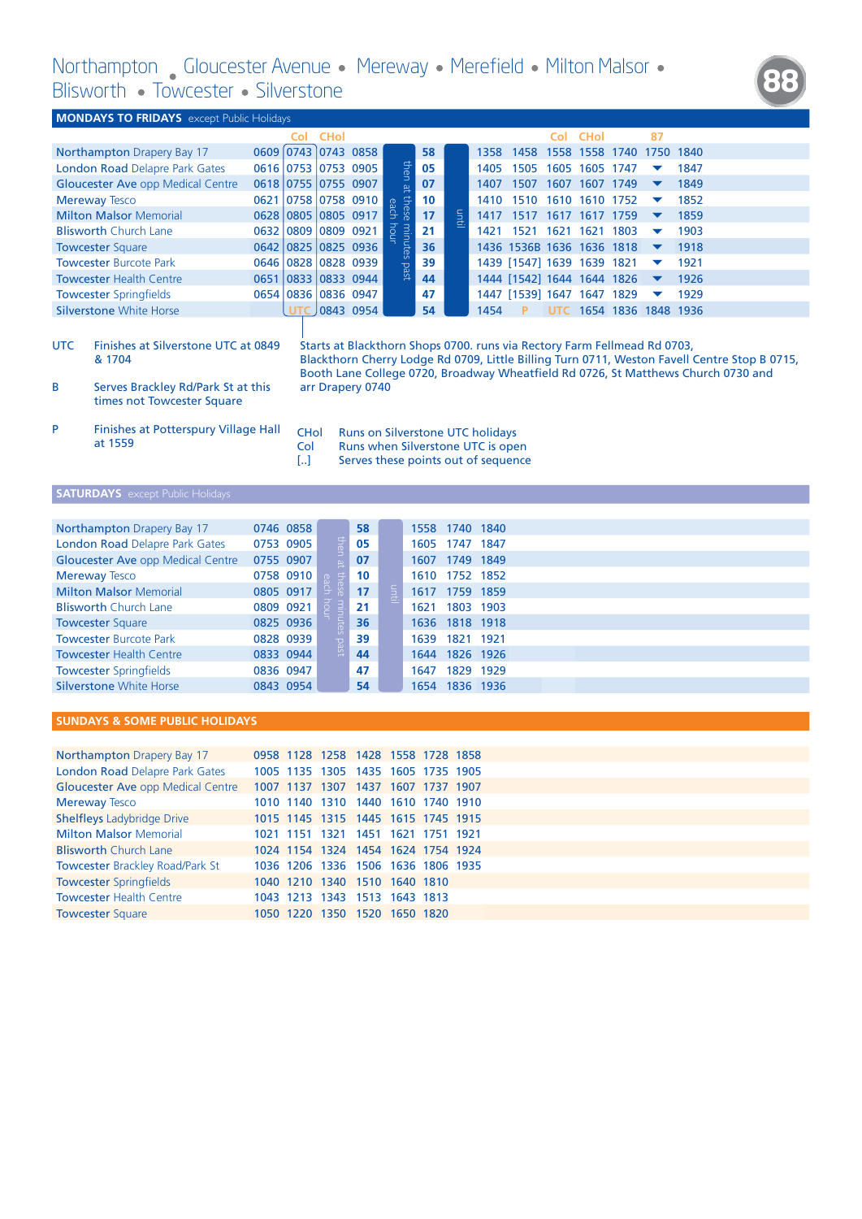# Northampton • Gloucester Avenue • Mereway • Merefield • Milton Malsor • Blisworth • Towcester • Silverstone

**88**

## MONDAYS TO FRIDAYS except Public Holidays

| | | Col | CHol | | | | | | | Col | CHol | | 87 | |
|---|---|---|---|---|---|---|---|---|---|---|---|---|---|---|
| Northampton Drapery Bay 17 | 0609 | 0743 | 0743 | 0858 | then at these minutes past each hour | 58 | until | 1358 | 1458 | 1558 | 1558 | 1740 | 1750 | 1840 |
| London Road Delapre Park Gates | 0616 | 0753 | 0753 | 0905 | | 05 | | 1405 | 1505 | 1605 | 1605 | 1747 | ▼ | 1847 |
| Gloucester Ave opp Medical Centre | 0618 | 0755 | 0755 | 0907 | | 07 | | 1407 | 1507 | 1607 | 1607 | 1749 | ▼ | 1849 |
| Mereway Tesco | 0621 | 0758 | 0758 | 0910 | | 10 | | 1410 | 1510 | 1610 | 1610 | 1752 | ▼ | 1852 |
| Milton Malsor Memorial | 0628 | 0805 | 0805 | 0917 | | 17 | | 1417 | 1517 | 1617 | 1617 | 1759 | ▼ | 1859 |
| Blisworth Church Lane | 0632 | 0809 | 0809 | 0921 | | 21 | | 1421 | 1521 | 1621 | 1621 | 1803 | ▼ | 1903 |
| Towcester Square | 0642 | 0825 | 0825 | 0936 | | 36 | | 1436 | 1536B | 1636 | 1636 | 1818 | ▼ | 1918 |
| Towcester Burcote Park | 0646 | 0828 | 0828 | 0939 | | 39 | | 1439 | [1547] | 1639 | 1639 | 1821 | ▼ | 1921 |
| Towcester Health Centre | 0651 | 0833 | 0833 | 0944 | | 44 | | 1444 | [1542] | 1644 | 1644 | 1826 | ▼ | 1926 |
| Towcester Springfields | 0654 | 0836 | 0836 | 0947 | | 47 | | 1447 | [1539] | 1647 | 1647 | 1829 | ▼ | 1929 |
| Silverstone White Horse | | UTC | 0843 | 0954 | | 54 | | 1454 | P | UTC | 1654 | 1836 | 1848 | 1936 |

UTC — Finishes at Silverstone UTC at 0849 & 1704

B — Serves Brackley Rd/Park St at this times not Towcester Square

P — Finishes at Potterspury Village Hall at 1559

Starts at Blackthorn Shops 0700. runs via Rectory Farm Fellmead Rd 0703, Blackthorn Cherry Lodge Rd 0709, Little Billing Turn 0711, Weston Favell Centre Stop B 0715, Booth Lane College 0720, Broadway Wheatfield Rd 0726, St Matthews Church 0730 and arr Drapery 0740

CHol — Runs on Silverstone UTC holidays
Col — Runs when Silverstone UTC is open
[..] — Serves these points out of sequence

## SATURDAYS except Public Holidays

| | | | | | | | | |
|---|---|---|---|---|---|---|---|---|
| Northampton Drapery Bay 17 | 0746 | 0858 | then at these minutes past each hour | 58 | until | 1558 | 1740 | 1840 |
| London Road Delapre Park Gates | 0753 | 0905 | | 05 | | 1605 | 1747 | 1847 |
| Gloucester Ave opp Medical Centre | 0755 | 0907 | | 07 | | 1607 | 1749 | 1849 |
| Mereway Tesco | 0758 | 0910 | | 10 | | 1610 | 1752 | 1852 |
| Milton Malsor Memorial | 0805 | 0917 | | 17 | | 1617 | 1759 | 1859 |
| Blisworth Church Lane | 0809 | 0921 | | 21 | | 1621 | 1803 | 1903 |
| Towcester Square | 0825 | 0936 | | 36 | | 1636 | 1818 | 1918 |
| Towcester Burcote Park | 0828 | 0939 | | 39 | | 1639 | 1821 | 1921 |
| Towcester Health Centre | 0833 | 0944 | | 44 | | 1644 | 1826 | 1926 |
| Towcester Springfields | 0836 | 0947 | | 47 | | 1647 | 1829 | 1929 |
| Silverstone White Horse | 0843 | 0954 | | 54 | | 1654 | 1836 | 1936 |

## SUNDAYS & SOME PUBLIC HOLIDAYS

| | | | | | | | |
|---|---|---|---|---|---|---|---|
| Northampton Drapery Bay 17 | 0958 | 1128 | 1258 | 1428 | 1558 | 1728 | 1858 |
| London Road Delapre Park Gates | 1005 | 1135 | 1305 | 1435 | 1605 | 1735 | 1905 |
| Gloucester Ave opp Medical Centre | 1007 | 1137 | 1307 | 1437 | 1607 | 1737 | 1907 |
| Mereway Tesco | 1010 | 1140 | 1310 | 1440 | 1610 | 1740 | 1910 |
| Shelfleys Ladybridge Drive | 1015 | 1145 | 1315 | 1445 | 1615 | 1745 | 1915 |
| Milton Malsor Memorial | 1021 | 1151 | 1321 | 1451 | 1621 | 1751 | 1921 |
| Blisworth Church Lane | 1024 | 1154 | 1324 | 1454 | 1624 | 1754 | 1924 |
| Towcester Brackley Road/Park St | 1036 | 1206 | 1336 | 1506 | 1636 | 1806 | 1935 |
| Towcester Springfields | 1040 | 1210 | 1340 | 1510 | 1640 | 1810 | |
| Towcester Health Centre | 1043 | 1213 | 1343 | 1513 | 1643 | 1813 | |
| Towcester Square | 1050 | 1220 | 1350 | 1520 | 1650 | 1820 | |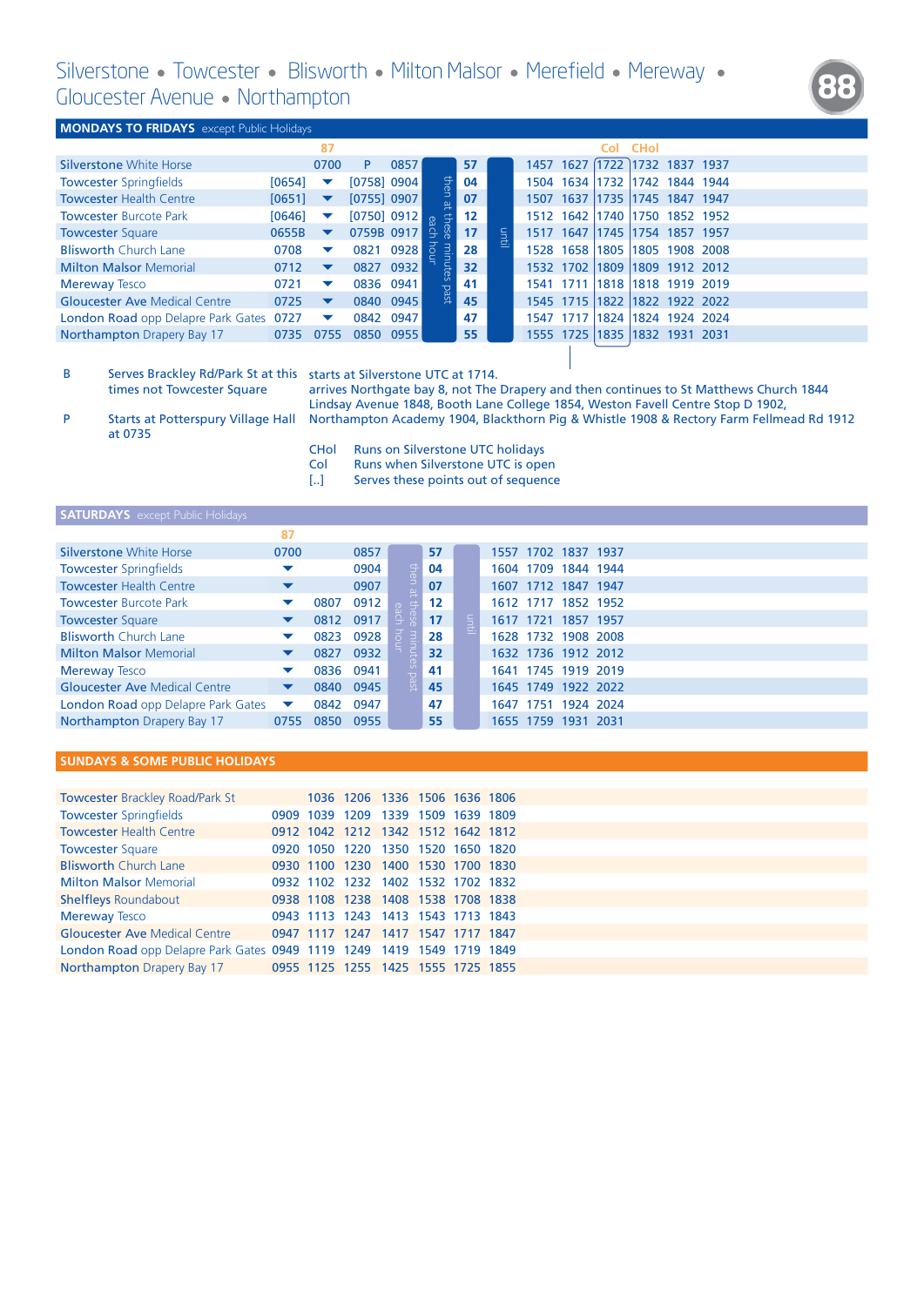# Silverstone • Towcester • Blisworth • Milton Malsor • Merefield • Mereway • Gloucester Avenue • Northampton

**88**

## MONDAYS TO FRIDAYS except Public Holidays

| | | | | | | | | | | | | | |
|---|---|---|---|---|---|---|---|---|---|---|---|---|---|
| | | 87 | | | | | | | | Col | CHol | | |
| Silverstone White Horse | | 0700 | P | 0857 | then at these minutes past each hour | 57 | until | 1457 | 1627 | 1722 | 1732 | 1837 | 1937 |
| Towcester Springfields | [0654] | ▼ | [0758] | 0904 | | 04 | | 1504 | 1634 | 1732 | 1742 | 1844 | 1944 |
| Towcester Health Centre | [0651] | ▼ | [0755] | 0907 | | 07 | | 1507 | 1637 | 1735 | 1745 | 1847 | 1947 |
| Towcester Burcote Park | [0646] | ▼ | [0750] | 0912 | | 12 | | 1512 | 1642 | 1740 | 1750 | 1852 | 1952 |
| Towcester Square | 0655B | ▼ | 0759B | 0917 | | 17 | | 1517 | 1647 | 1745 | 1754 | 1857 | 1957 |
| Blisworth Church Lane | 0708 | ▼ | 0821 | 0928 | | 28 | | 1528 | 1658 | 1805 | 1805 | 1908 | 2008 |
| Milton Malsor Memorial | 0712 | ▼ | 0827 | 0932 | | 32 | | 1532 | 1702 | 1809 | 1809 | 1912 | 2012 |
| Mereway Tesco | 0721 | ▼ | 0836 | 0941 | | 41 | | 1541 | 1711 | 1818 | 1818 | 1919 | 2019 |
| Gloucester Ave Medical Centre | 0725 | ▼ | 0840 | 0945 | | 45 | | 1545 | 1715 | 1822 | 1822 | 1922 | 2022 |
| London Road opp Delapre Park Gates | 0727 | ▼ | 0842 | 0947 | | 47 | | 1547 | 1717 | 1824 | 1824 | 1924 | 2024 |
| Northampton Drapery Bay 17 | 0735 | 0755 | 0850 | 0955 | | 55 | | 1555 | 1725 | 1835 | 1832 | 1931 | 2031 |

B Serves Brackley Rd/Park St at this times not Towcester Square

P Starts at Potterspury Village Hall at 0735

1722 (Col): starts at Silverstone UTC at 1714. 1835: arrives Northgate bay 8, not The Drapery and then continues to St Matthews Church 1844 Lindsay Avenue 1848, Booth Lane College 1854, Weston Favell Centre Stop D 1902, Northampton Academy 1904, Blackthorn Pig & Whistle 1908 & Rectory Farm Fellmead Rd 1912

CHol Runs on Silverstone UTC holidays
Col Runs when Silverstone UTC is open
[..] Serves these points out of sequence

## SATURDAYS except Public Holidays

| | | | | | | | | | | |
|---|---|---|---|---|---|---|---|---|---|---|
| | 87 | | | | | | | | | |
| Silverstone White Horse | 0700 | | 0857 | then at these minutes past each hour | 57 | until | 1557 | 1702 | 1837 | 1937 |
| Towcester Springfields | ▼ | | 0904 | | 04 | | 1604 | 1709 | 1844 | 1944 |
| Towcester Health Centre | ▼ | | 0907 | | 07 | | 1607 | 1712 | 1847 | 1947 |
| Towcester Burcote Park | ▼ | 0807 | 0912 | | 12 | | 1612 | 1717 | 1852 | 1952 |
| Towcester Square | ▼ | 0812 | 0917 | | 17 | | 1617 | 1721 | 1857 | 1957 |
| Blisworth Church Lane | ▼ | 0823 | 0928 | | 28 | | 1628 | 1732 | 1908 | 2008 |
| Milton Malsor Memorial | ▼ | 0827 | 0932 | | 32 | | 1632 | 1736 | 1912 | 2012 |
| Mereway Tesco | ▼ | 0836 | 0941 | | 41 | | 1641 | 1745 | 1919 | 2019 |
| Gloucester Ave Medical Centre | ▼ | 0840 | 0945 | | 45 | | 1645 | 1749 | 1922 | 2022 |
| London Road opp Delapre Park Gates | ▼ | 0842 | 0947 | | 47 | | 1647 | 1751 | 1924 | 2024 |
| Northampton Drapery Bay 17 | 0755 | 0850 | 0955 | | 55 | | 1655 | 1759 | 1931 | 2031 |

## SUNDAYS & SOME PUBLIC HOLIDAYS

| | | | | | | | |
|---|---|---|---|---|---|---|---|
| Towcester Brackley Road/Park St | | 1036 | 1206 | 1336 | 1506 | 1636 | 1806 |
| Towcester Springfields | 0909 | 1039 | 1209 | 1339 | 1509 | 1639 | 1809 |
| Towcester Health Centre | 0912 | 1042 | 1212 | 1342 | 1512 | 1642 | 1812 |
| Towcester Square | 0920 | 1050 | 1220 | 1350 | 1520 | 1650 | 1820 |
| Blisworth Church Lane | 0930 | 1100 | 1230 | 1400 | 1530 | 1700 | 1830 |
| Milton Malsor Memorial | 0932 | 1102 | 1232 | 1402 | 1532 | 1702 | 1832 |
| Shelfleys Roundabout | 0938 | 1108 | 1238 | 1408 | 1538 | 1708 | 1838 |
| Mereway Tesco | 0943 | 1113 | 1243 | 1413 | 1543 | 1713 | 1843 |
| Gloucester Ave Medical Centre | 0947 | 1117 | 1247 | 1417 | 1547 | 1717 | 1847 |
| London Road opp Delapre Park Gates | 0949 | 1119 | 1249 | 1419 | 1549 | 1719 | 1849 |
| Northampton Drapery Bay 17 | 0955 | 1125 | 1255 | 1425 | 1555 | 1725 | 1855 |